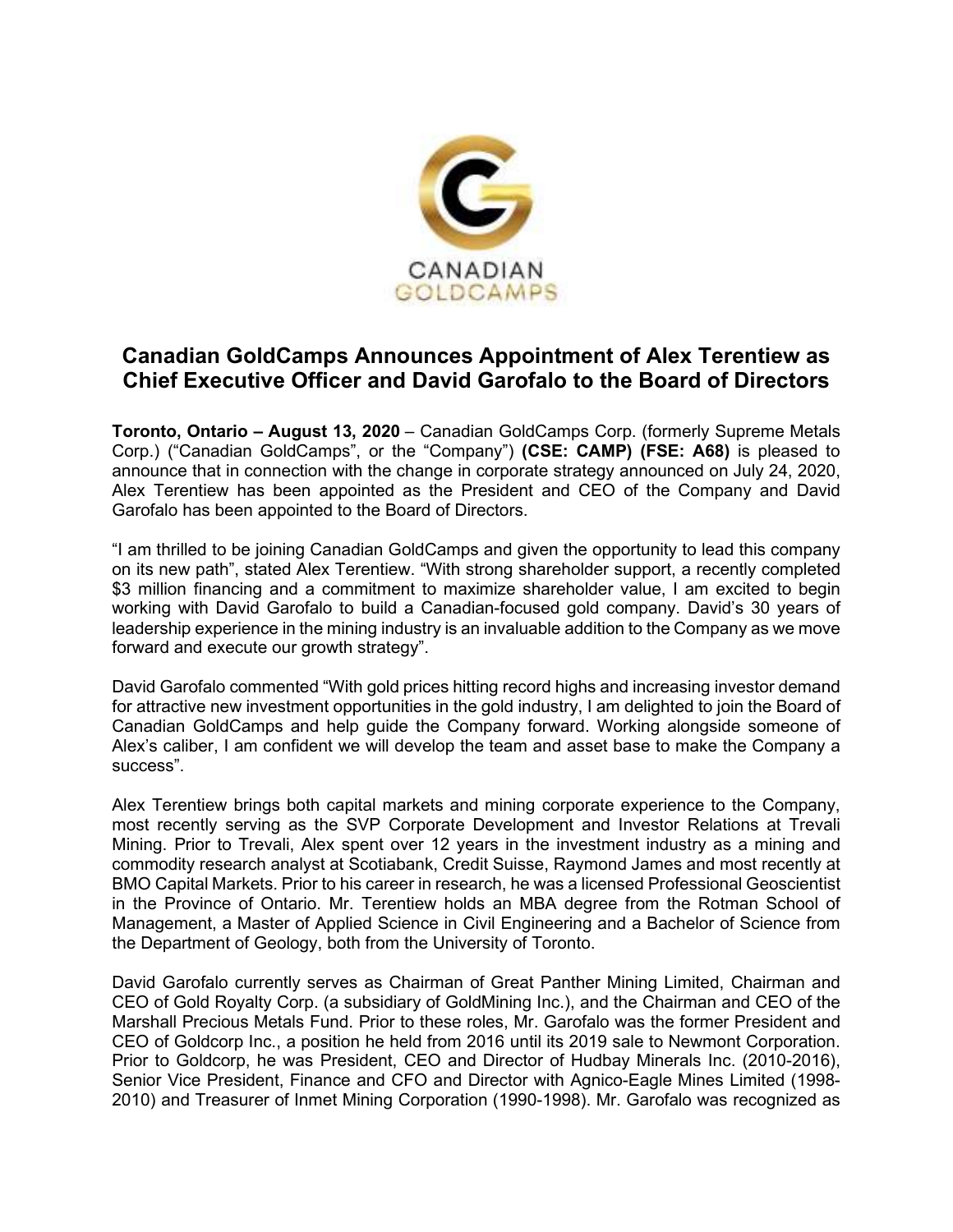CANADIAN GOLDCAMPS

# Canadian GoldCamps Announces Appointment of Alex Terentiew as Chief Executive Officer and David Garofalo to the Board of Directors

**Toronto, Ontario – August 13, 2020** – Canadian GoldCamps Corp. (formerly Supreme Metals Corp.) ("Canadian GoldCamps", or the "Company") **(CSE: CAMP) (FSE: A68)** is pleased to announce that in connection with the change in corporate strategy announced on July 24, 2020, Alex Terentiew has been appointed as the President and CEO of the Company and David Garofalo has been appointed to the Board of Directors.

"I am thrilled to be joining Canadian GoldCamps and given the opportunity to lead this company on its new path", stated Alex Terentiew. "With strong shareholder support, a recently completed $3 million financing and a commitment to maximize shareholder value, I am excited to begin working with David Garofalo to build a Canadian-focused gold company. David's 30 years of leadership experience in the mining industry is an invaluable addition to the Company as we move forward and execute our growth strategy".

David Garofalo commented "With gold prices hitting record highs and increasing investor demand for attractive new investment opportunities in the gold industry, I am delighted to join the Board of Canadian GoldCamps and help guide the Company forward. Working alongside someone of Alex's caliber, I am confident we will develop the team and asset base to make the Company a success".

Alex Terentiew brings both capital markets and mining corporate experience to the Company, most recently serving as the SVP Corporate Development and Investor Relations at Trevali Mining. Prior to Trevali, Alex spent over 12 years in the investment industry as a mining and commodity research analyst at Scotiabank, Credit Suisse, Raymond James and most recently at BMO Capital Markets. Prior to his career in research, he was a licensed Professional Geoscientist in the Province of Ontario. Mr. Terentiew holds an MBA degree from the Rotman School of Management, a Master of Applied Science in Civil Engineering and a Bachelor of Science from the Department of Geology, both from the University of Toronto.

David Garofalo currently serves as Chairman of Great Panther Mining Limited, Chairman and CEO of Gold Royalty Corp. (a subsidiary of GoldMining Inc.), and the Chairman and CEO of the Marshall Precious Metals Fund. Prior to these roles, Mr. Garofalo was the former President and CEO of Goldcorp Inc., a position he held from 2016 until its 2019 sale to Newmont Corporation. Prior to Goldcorp, he was President, CEO and Director of Hudbay Minerals Inc. (2010-2016), Senior Vice President, Finance and CFO and Director with Agnico-Eagle Mines Limited (1998-2010) and Treasurer of Inmet Mining Corporation (1990-1998). Mr. Garofalo was recognized as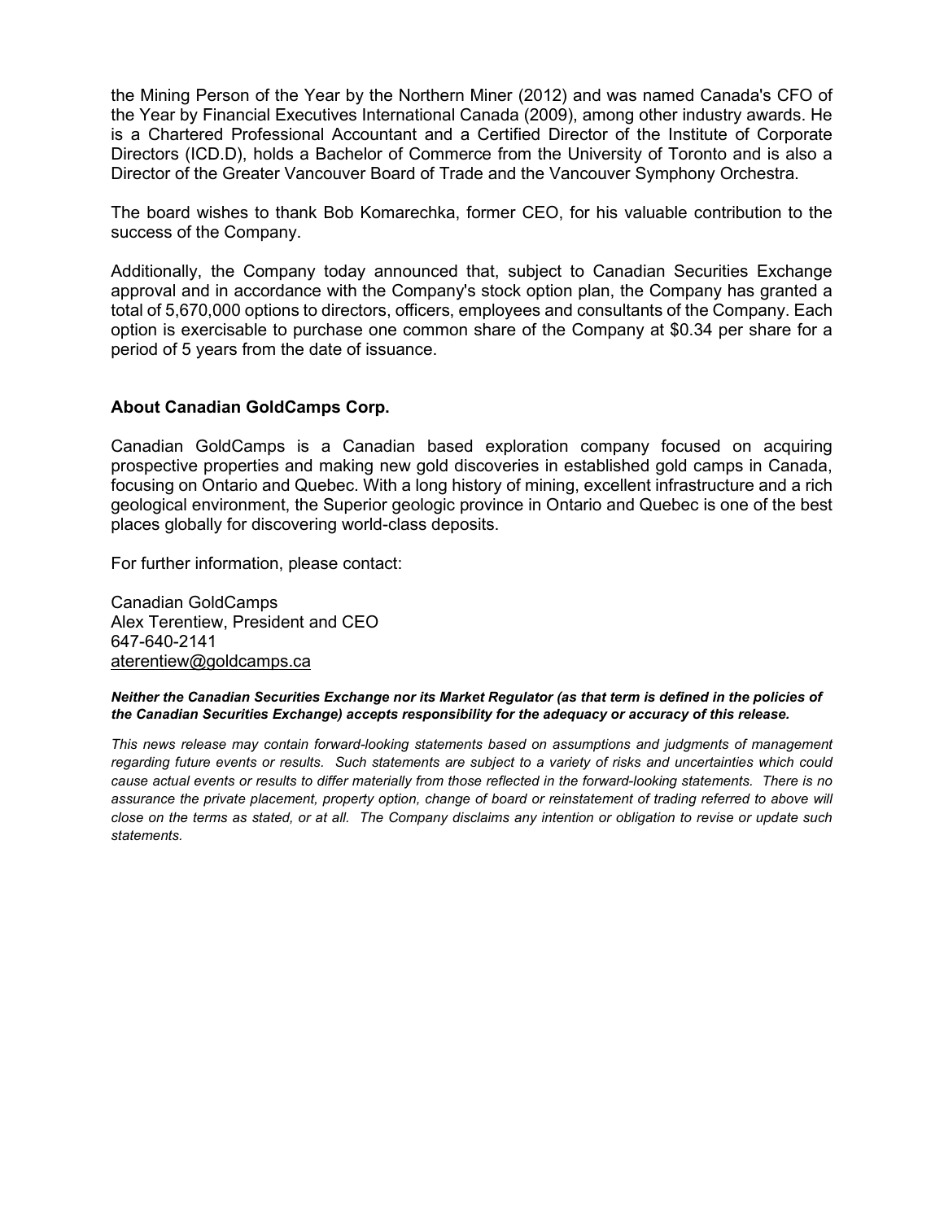the Mining Person of the Year by the Northern Miner (2012) and was named Canada's CFO of the Year by Financial Executives International Canada (2009), among other industry awards. He is a Chartered Professional Accountant and a Certified Director of the Institute of Corporate Directors (ICD.D), holds a Bachelor of Commerce from the University of Toronto and is also a Director of the Greater Vancouver Board of Trade and the Vancouver Symphony Orchestra.

The board wishes to thank Bob Komarechka, former CEO, for his valuable contribution to the success of the Company.

Additionally, the Company today announced that, subject to Canadian Securities Exchange approval and in accordance with the Company's stock option plan, the Company has granted a total of 5,670,000 options to directors, officers, employees and consultants of the Company. Each option is exercisable to purchase one common share of the Company at $0.34 per share for a period of 5 years from the date of issuance.

**About Canadian GoldCamps Corp.**

Canadian GoldCamps is a Canadian based exploration company focused on acquiring prospective properties and making new gold discoveries in established gold camps in Canada, focusing on Ontario and Quebec. With a long history of mining, excellent infrastructure and a rich geological environment, the Superior geologic province in Ontario and Quebec is one of the best places globally for discovering world-class deposits.

For further information, please contact:

Canadian GoldCamps
Alex Terentiew, President and CEO
647-640-2141
aterentiew@goldcamps.ca

***Neither the Canadian Securities Exchange nor its Market Regulator (as that term is defined in the policies of the Canadian Securities Exchange) accepts responsibility for the adequacy or accuracy of this release.***

*This news release may contain forward-looking statements based on assumptions and judgments of management regarding future events or results. Such statements are subject to a variety of risks and uncertainties which could cause actual events or results to differ materially from those reflected in the forward-looking statements. There is no assurance the private placement, property option, change of board or reinstatement of trading referred to above will close on the terms as stated, or at all. The Company disclaims any intention or obligation to revise or update such statements.*